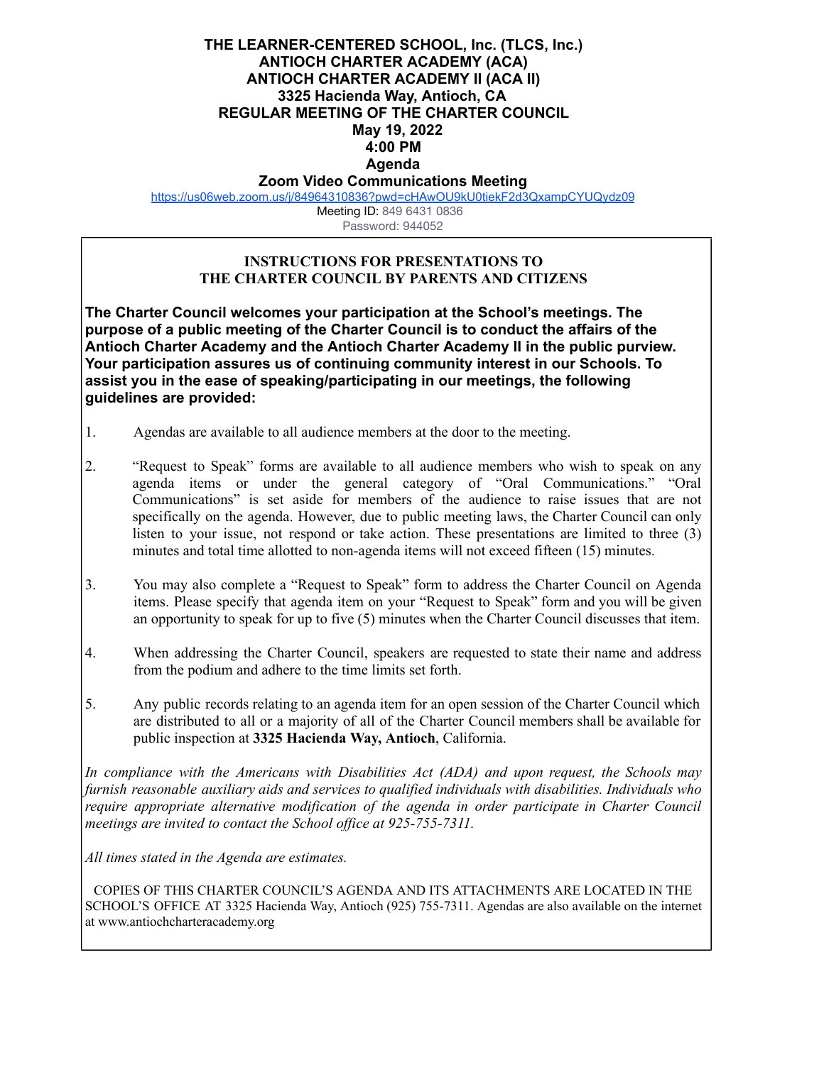# THE LEARNER-CENTERED SCHOOL, Inc. (TLCS, Inc.)
# ANTIOCH CHARTER ACADEMY (ACA)
# ANTIOCH CHARTER ACADEMY II (ACA II)
## 3325 Hacienda Way, Antioch, CA
## REGULAR MEETING OF THE CHARTER COUNCIL
## May 19, 2022
## 4:00 PM
## Agenda
### Zoom Video Communications Meeting

https://us06web.zoom.us/j/84964310836?pwd=cHAwOU9kU0tiekF2d3QxampCYUQydz09

Meeting ID: 849 6431 0836

Password: 944052

---

### INSTRUCTIONS FOR PRESENTATIONS TO THE CHARTER COUNCIL BY PARENTS AND CITIZENS

**The Charter Council welcomes your participation at the School's meetings. The purpose of a public meeting of the Charter Council is to conduct the affairs of the Antioch Charter Academy and the Antioch Charter Academy II in the public purview. Your participation assures us of continuing community interest in our Schools. To assist you in the ease of speaking/participating in our meetings, the following guidelines are provided:**

1. Agendas are available to all audience members at the door to the meeting.

2. "Request to Speak" forms are available to all audience members who wish to speak on any agenda items or under the general category of "Oral Communications." "Oral Communications" is set aside for members of the audience to raise issues that are not specifically on the agenda. However, due to public meeting laws, the Charter Council can only listen to your issue, not respond or take action. These presentations are limited to three (3) minutes and total time allotted to non-agenda items will not exceed fifteen (15) minutes.

3. You may also complete a "Request to Speak" form to address the Charter Council on Agenda items. Please specify that agenda item on your "Request to Speak" form and you will be given an opportunity to speak for up to five (5) minutes when the Charter Council discusses that item.

4. When addressing the Charter Council, speakers are requested to state their name and address from the podium and adhere to the time limits set forth.

5. Any public records relating to an agenda item for an open session of the Charter Council which are distributed to all or a majority of all of the Charter Council members shall be available for public inspection at **3325 Hacienda Way, Antioch**, California.

*In compliance with the Americans with Disabilities Act (ADA) and upon request, the Schools may furnish reasonable auxiliary aids and services to qualified individuals with disabilities. Individuals who require appropriate alternative modification of the agenda in order participate in Charter Council meetings are invited to contact the School office at 925-755-7311.*

*All times stated in the Agenda are estimates.*

COPIES OF THIS CHARTER COUNCIL'S AGENDA AND ITS ATTACHMENTS ARE LOCATED IN THE SCHOOL'S OFFICE AT 3325 Hacienda Way, Antioch (925) 755-7311. Agendas are also available on the internet at www.antiochcharteracademy.org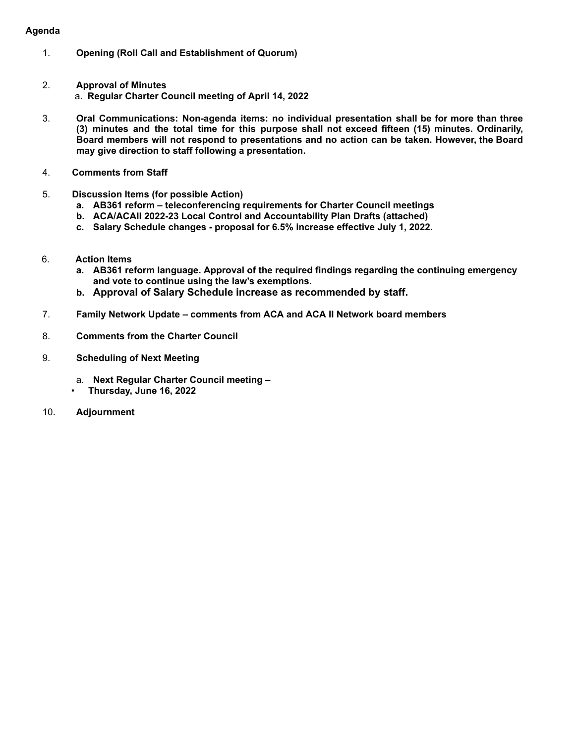**Agenda**

1. **Opening (Roll Call and Establishment of Quorum)**

2. **Approval of Minutes**
   a. **Regular Charter Council meeting of April 14, 2022**

3. **Oral Communications: Non-agenda items: no individual presentation shall be for more than three (3) minutes and the total time for this purpose shall not exceed fifteen (15) minutes. Ordinarily, Board members will not respond to presentations and no action can be taken. However, the Board may give direction to staff following a presentation.**

4. **Comments from Staff**

5. **Discussion Items (for possible Action)**
   a. **AB361 reform – teleconferencing requirements for Charter Council meetings**
   b. **ACA/ACAII 2022-23 Local Control and Accountability Plan Drafts (attached)**
   c. **Salary Schedule changes - proposal for 6.5% increase effective July 1, 2022.**

6. **Action Items**
   a. **AB361 reform language. Approval of the required findings regarding the continuing emergency and vote to continue using the law's exemptions.**
   b. **Approval of Salary Schedule increase as recommended by staff.**

7. **Family Network Update – comments from ACA and ACA II Network board members**

8. **Comments from the Charter Council**

9. **Scheduling of Next Meeting**

   a. **Next Regular Charter Council meeting –**
   - **Thursday, June 16, 2022**

10. **Adjournment**